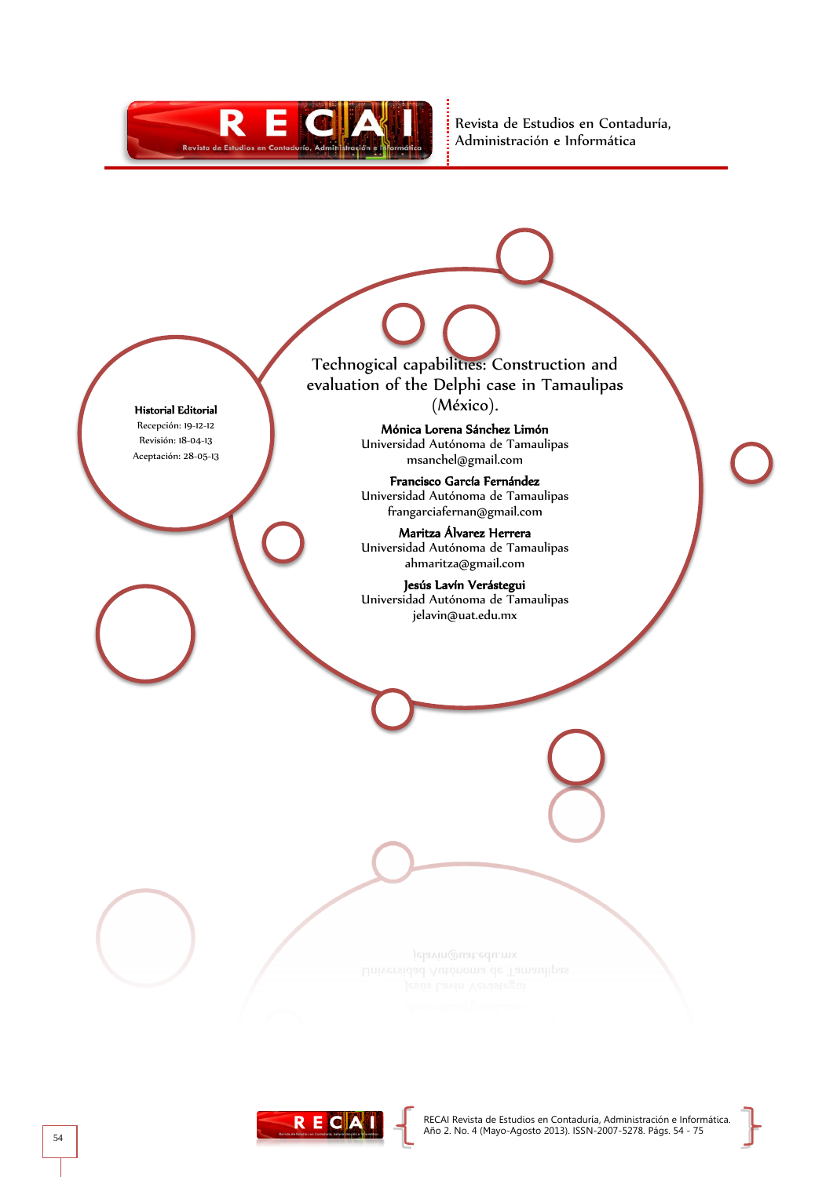# Technogical capabilities: Construction and evaluation of the Delphi case in Tamaulipas (México).

**Mónica Lorena Sánchez Limón**
Universidad Autónoma de Tamaulipas
msanchel@gmail.com

**Francisco García Fernández**
Universidad Autónoma de Tamaulipas
frangarciafernan@gmail.com

**Maritza Álvarez Herrera**
Universidad Autónoma de Tamaulipas
ahmaritza@gmail.com

**Jesús Lavín Verástegui**
Universidad Autónoma de Tamaulipas
jelavin@uat.edu.mx

**Historial Editorial**
Recepción: 19-12-12
Revisión: 18-04-13
Aceptación: 28-05-13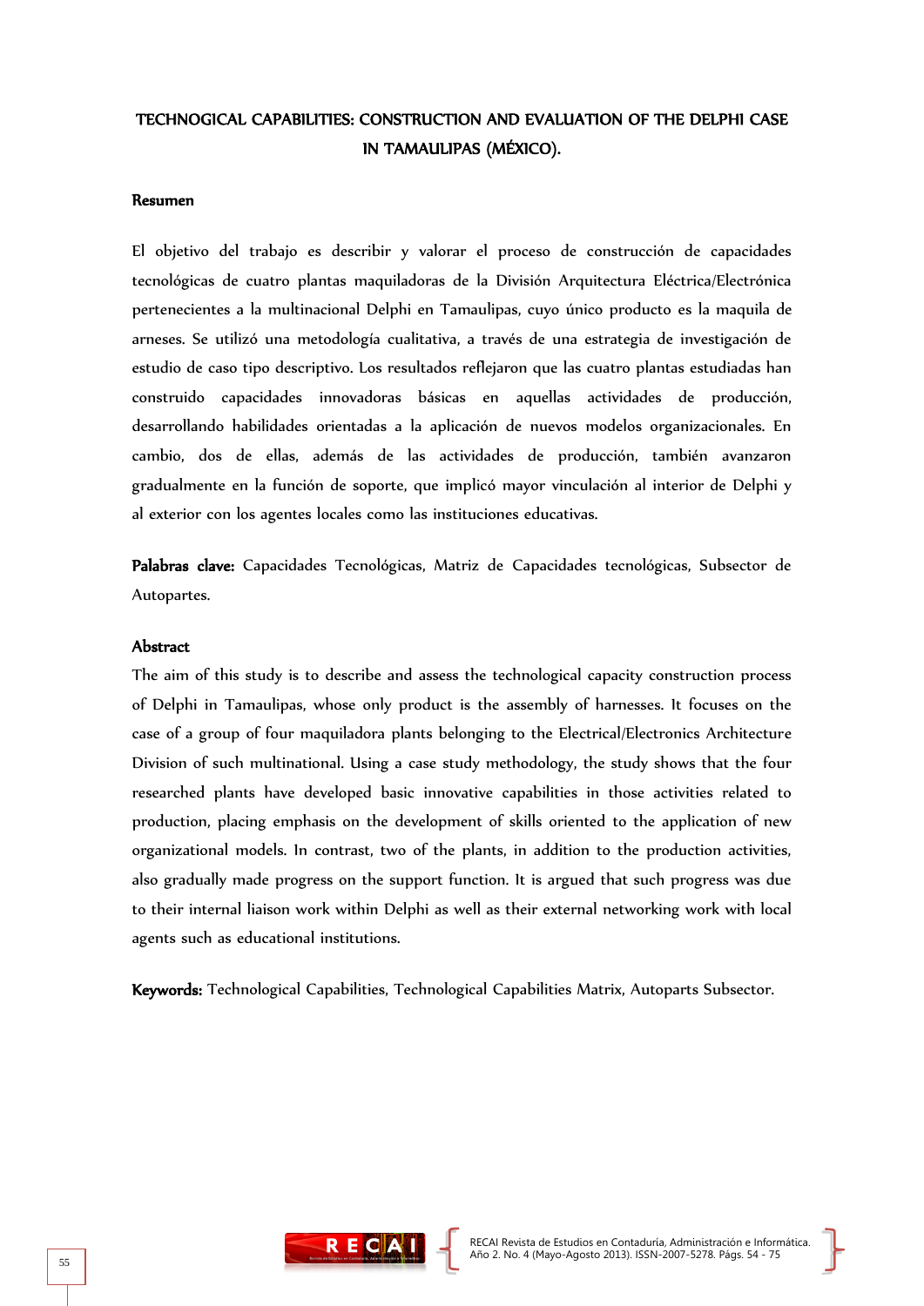# TECHNOGICAL CAPABILITIES: CONSTRUCTION AND EVALUATION OF THE DELPHI CASE IN TAMAULIPAS (MÉXICO).

## Resumen

El objetivo del trabajo es describir y valorar el proceso de construcción de capacidades tecnológicas de cuatro plantas maquiladoras de la División Arquitectura Eléctrica/Electrónica pertenecientes a la multinacional Delphi en Tamaulipas, cuyo único producto es la maquila de arneses. Se utilizó una metodología cualitativa, a través de una estrategia de investigación de estudio de caso tipo descriptivo. Los resultados reflejaron que las cuatro plantas estudiadas han construido capacidades innovadoras básicas en aquellas actividades de producción, desarrollando habilidades orientadas a la aplicación de nuevos modelos organizacionales. En cambio, dos de ellas, además de las actividades de producción, también avanzaron gradualmente en la función de soporte, que implicó mayor vinculación al interior de Delphi y al exterior con los agentes locales como las instituciones educativas.

**Palabras clave:** Capacidades Tecnológicas, Matriz de Capacidades tecnológicas, Subsector de Autopartes.

## Abstract

The aim of this study is to describe and assess the technological capacity construction process of Delphi in Tamaulipas, whose only product is the assembly of harnesses. It focuses on the case of a group of four maquiladora plants belonging to the Electrical/Electronics Architecture Division of such multinational. Using a case study methodology, the study shows that the four researched plants have developed basic innovative capabilities in those activities related to production, placing emphasis on the development of skills oriented to the application of new organizational models. In contrast, two of the plants, in addition to the production activities, also gradually made progress on the support function. It is argued that such progress was due to their internal liaison work within Delphi as well as their external networking work with local agents such as educational institutions.

**Keywords:** Technological Capabilities, Technological Capabilities Matrix, Autoparts Subsector.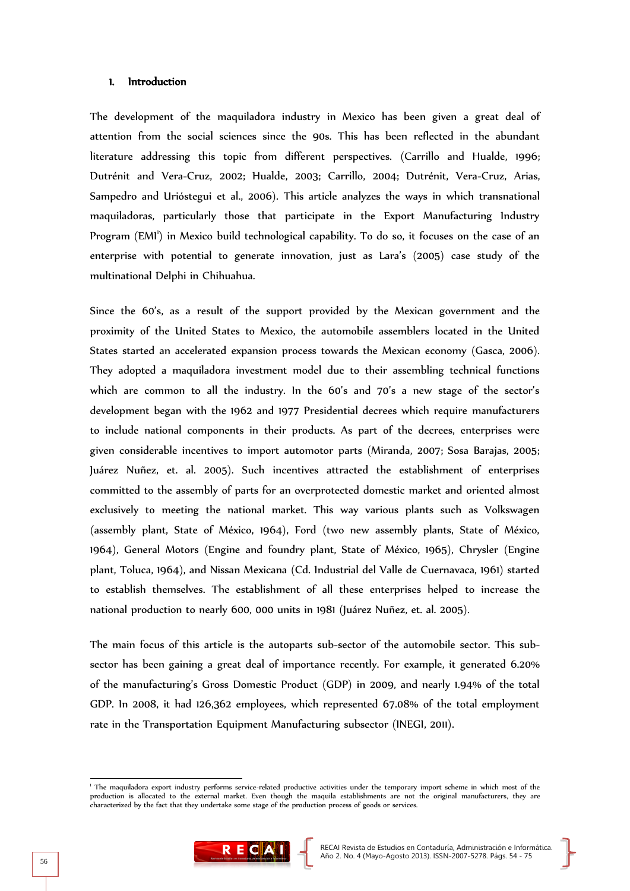## 1. Introduction

The development of the maquiladora industry in Mexico has been given a great deal of attention from the social sciences since the 90s. This has been reflected in the abundant literature addressing this topic from different perspectives. (Carrillo and Hualde, 1996; Dutrénit and Vera-Cruz, 2002; Hualde, 2003; Carrillo, 2004; Dutrénit, Vera-Cruz, Arias, Sampedro and Urióstegui et al., 2006). This article analyzes the ways in which transnational maquiladoras, particularly those that participate in the Export Manufacturing Industry Program (EMI[1]) in Mexico build technological capability. To do so, it focuses on the case of an enterprise with potential to generate innovation, just as Lara's (2005) case study of the multinational Delphi in Chihuahua.

Since the 60's, as a result of the support provided by the Mexican government and the proximity of the United States to Mexico, the automobile assemblers located in the United States started an accelerated expansion process towards the Mexican economy (Gasca, 2006). They adopted a maquiladora investment model due to their assembling technical functions which are common to all the industry. In the 60's and 70's a new stage of the sector's development began with the 1962 and 1977 Presidential decrees which require manufacturers to include national components in their products. As part of the decrees, enterprises were given considerable incentives to import automotor parts (Miranda, 2007; Sosa Barajas, 2005; Juárez Nuñez, et. al. 2005). Such incentives attracted the establishment of enterprises committed to the assembly of parts for an overprotected domestic market and oriented almost exclusively to meeting the national market. This way various plants such as Volkswagen (assembly plant, State of México, 1964), Ford (two new assembly plants, State of México, 1964), General Motors (Engine and foundry plant, State of México, 1965), Chrysler (Engine plant, Toluca, 1964), and Nissan Mexicana (Cd. Industrial del Valle de Cuernavaca, 1961) started to establish themselves. The establishment of all these enterprises helped to increase the national production to nearly 600, 000 units in 1981 (Juárez Nuñez, et. al. 2005).

The main focus of this article is the autoparts sub-sector of the automobile sector. This sub-sector has been gaining a great deal of importance recently. For example, it generated 6.20% of the manufacturing's Gross Domestic Product (GDP) in 2009, and nearly 1.94% of the total GDP. In 2008, it had 126,362 employees, which represented 67.08% of the total employment rate in the Transportation Equipment Manufacturing subsector (INEGI, 2011).

[1] The maquiladora export industry performs service-related productive activities under the temporary import scheme in which most of the production is allocated to the external market. Even though the maquila establishments are not the original manufacturers, they are characterized by the fact that they undertake some stage of the production process of goods or services.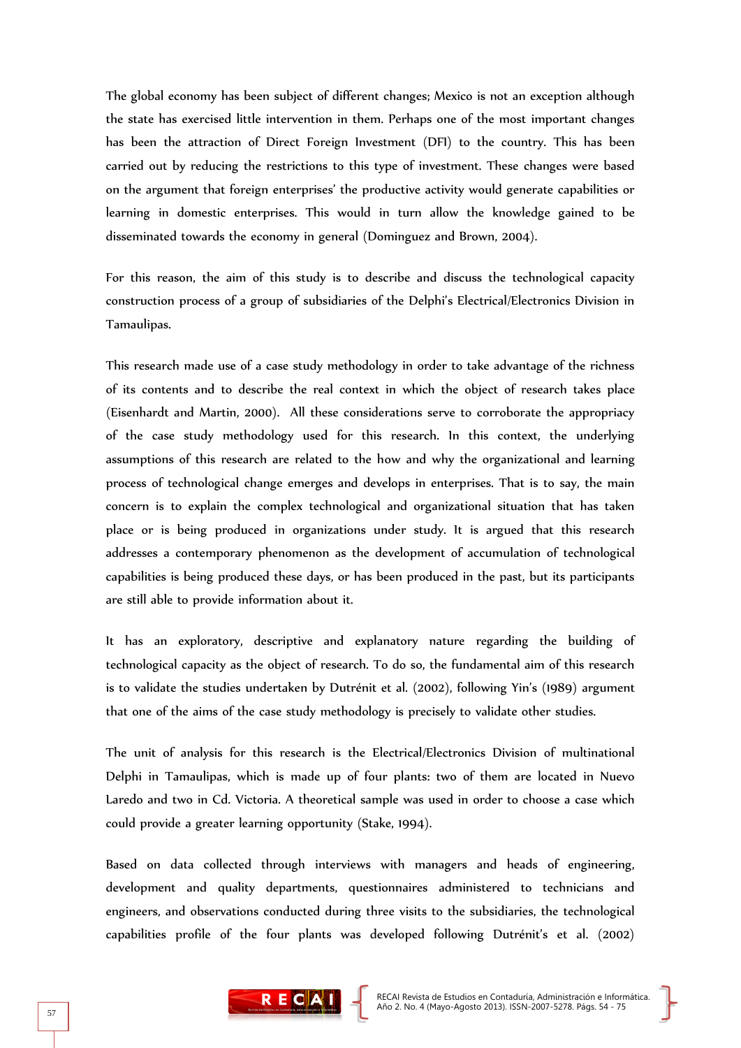The global economy has been subject of different changes; Mexico is not an exception although the state has exercised little intervention in them. Perhaps one of the most important changes has been the attraction of Direct Foreign Investment (DFI) to the country. This has been carried out by reducing the restrictions to this type of investment. These changes were based on the argument that foreign enterprises' the productive activity would generate capabilities or learning in domestic enterprises. This would in turn allow the knowledge gained to be disseminated towards the economy in general (Dominguez and Brown, 2004).

For this reason, the aim of this study is to describe and discuss the technological capacity construction process of a group of subsidiaries of the Delphi's Electrical/Electronics Division in Tamaulipas.

This research made use of a case study methodology in order to take advantage of the richness of its contents and to describe the real context in which the object of research takes place (Eisenhardt and Martin, 2000). All these considerations serve to corroborate the appropriacy of the case study methodology used for this research. In this context, the underlying assumptions of this research are related to the how and why the organizational and learning process of technological change emerges and develops in enterprises. That is to say, the main concern is to explain the complex technological and organizational situation that has taken place or is being produced in organizations under study. It is argued that this research addresses a contemporary phenomenon as the development of accumulation of technological capabilities is being produced these days, or has been produced in the past, but its participants are still able to provide information about it.

It has an exploratory, descriptive and explanatory nature regarding the building of technological capacity as the object of research. To do so, the fundamental aim of this research is to validate the studies undertaken by Dutrénit et al. (2002), following Yin's (1989) argument that one of the aims of the case study methodology is precisely to validate other studies.

The unit of analysis for this research is the Electrical/Electronics Division of multinational Delphi in Tamaulipas, which is made up of four plants: two of them are located in Nuevo Laredo and two in Cd. Victoria. A theoretical sample was used in order to choose a case which could provide a greater learning opportunity (Stake, 1994).

Based on data collected through interviews with managers and heads of engineering, development and quality departments, questionnaires administered to technicians and engineers, and observations conducted during three visits to the subsidiaries, the technological capabilities profile of the four plants was developed following Dutrénit's et al. (2002)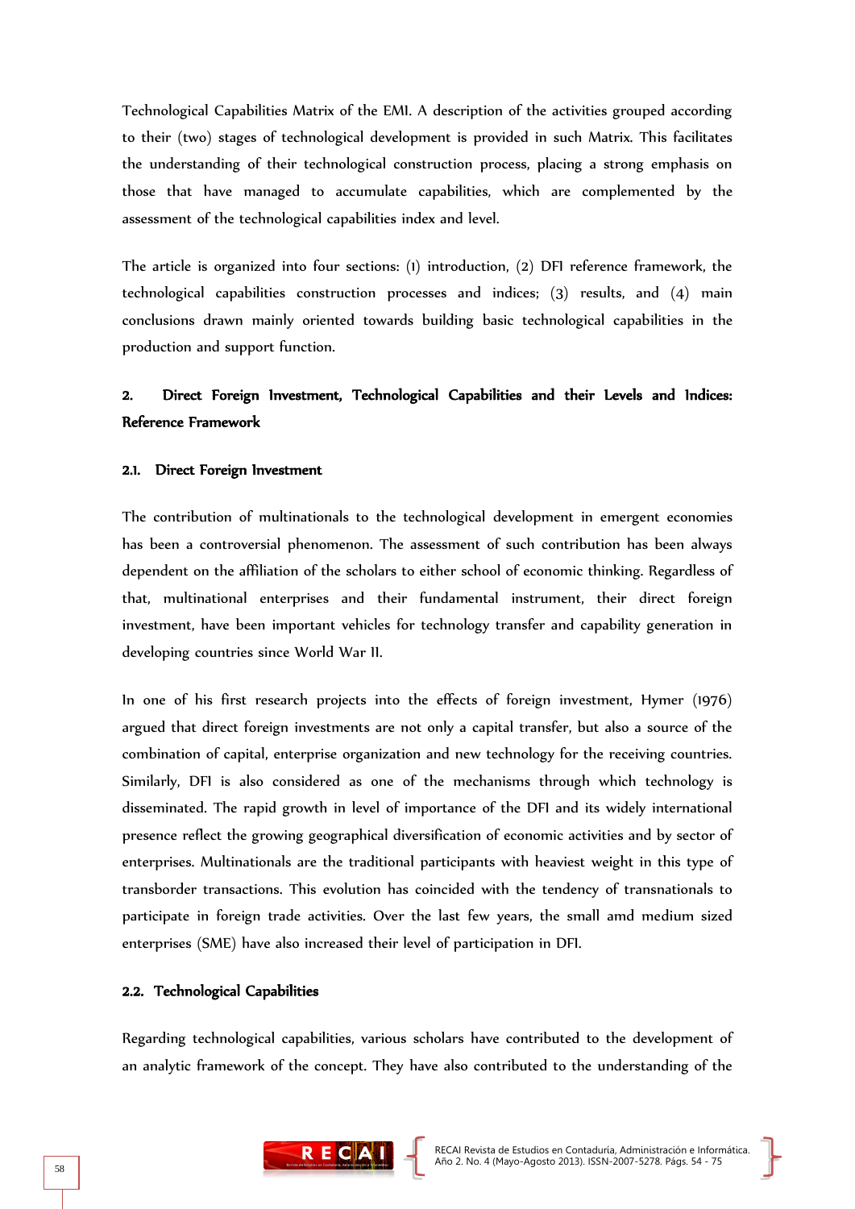Technological Capabilities Matrix of the EMI. A description of the activities grouped according to their (two) stages of technological development is provided in such Matrix. This facilitates the understanding of their technological construction process, placing a strong emphasis on those that have managed to accumulate capabilities, which are complemented by the assessment of the technological capabilities index and level.

The article is organized into four sections: (1) introduction, (2) DFI reference framework, the technological capabilities construction processes and indices; (3) results, and (4) main conclusions drawn mainly oriented towards building basic technological capabilities in the production and support function.

## 2. Direct Foreign Investment, Technological Capabilities and their Levels and Indices: Reference Framework

### 2.1. Direct Foreign Investment

The contribution of multinationals to the technological development in emergent economies has been a controversial phenomenon. The assessment of such contribution has been always dependent on the affiliation of the scholars to either school of economic thinking. Regardless of that, multinational enterprises and their fundamental instrument, their direct foreign investment, have been important vehicles for technology transfer and capability generation in developing countries since World War II.

In one of his first research projects into the effects of foreign investment, Hymer (1976) argued that direct foreign investments are not only a capital transfer, but also a source of the combination of capital, enterprise organization and new technology for the receiving countries. Similarly, DFI is also considered as one of the mechanisms through which technology is disseminated. The rapid growth in level of importance of the DFI and its widely international presence reflect the growing geographical diversification of economic activities and by sector of enterprises. Multinationals are the traditional participants with heaviest weight in this type of transborder transactions. This evolution has coincided with the tendency of transnationals to participate in foreign trade activities. Over the last few years, the small amd medium sized enterprises (SME) have also increased their level of participation in DFI.

### 2.2. Technological Capabilities

Regarding technological capabilities, various scholars have contributed to the development of an analytic framework of the concept. They have also contributed to the understanding of the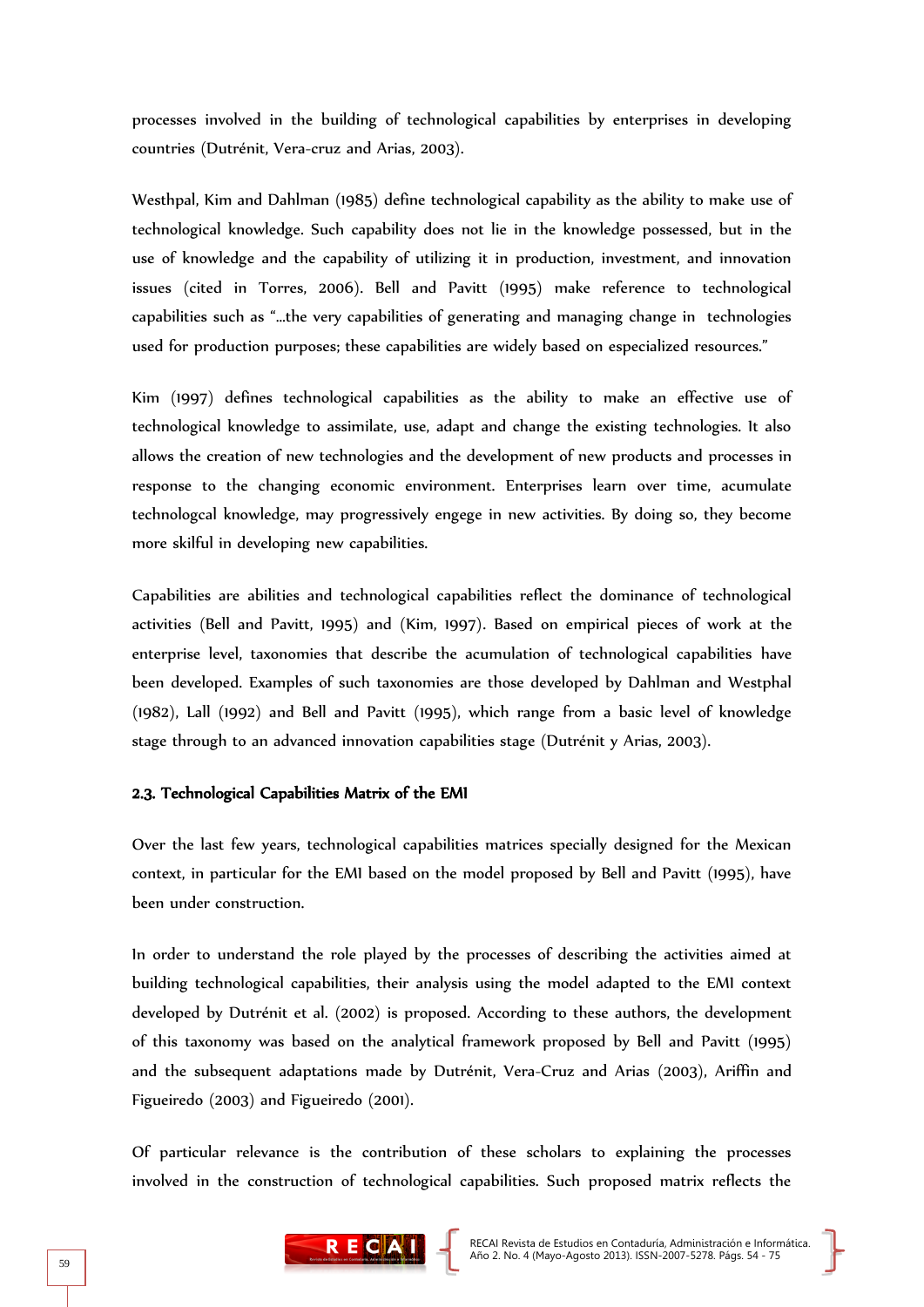processes involved in the building of technological capabilities by enterprises in developing countries (Dutrénit, Vera-cruz and Arias, 2003).

Westhpal, Kim and Dahlman (1985) define technological capability as the ability to make use of technological knowledge. Such capability does not lie in the knowledge possessed, but in the use of knowledge and the capability of utilizing it in production, investment, and innovation issues (cited in Torres, 2006). Bell and Pavitt (1995) make reference to technological capabilities such as "...the very capabilities of generating and managing change in technologies used for production purposes; these capabilities are widely based on especialized resources."

Kim (1997) defines technological capabilities as the ability to make an effective use of technological knowledge to assimilate, use, adapt and change the existing technologies. It also allows the creation of new technologies and the development of new products and processes in response to the changing economic environment. Enterprises learn over time, acumulate technologcal knowledge, may progressively engege in new activities. By doing so, they become more skilful in developing new capabilities.

Capabilities are abilities and technological capabilities reflect the dominance of technological activities (Bell and Pavitt, 1995) and (Kim, 1997). Based on empirical pieces of work at the enterprise level, taxonomies that describe the acumulation of technological capabilities have been developed. Examples of such taxonomies are those developed by Dahlman and Westphal (1982), Lall (1992) and Bell and Pavitt (1995), which range from a basic level of knowledge stage through to an advanced innovation capabilities stage (Dutrénit y Arias, 2003).

### 2.3. Technological Capabilities Matrix of the EMI

Over the last few years, technological capabilities matrices specially designed for the Mexican context, in particular for the EMI based on the model proposed by Bell and Pavitt (1995), have been under construction.

In order to understand the role played by the processes of describing the activities aimed at building technological capabilities, their analysis using the model adapted to the EMI context developed by Dutrénit et al. (2002) is proposed. According to these authors, the development of this taxonomy was based on the analytical framework proposed by Bell and Pavitt (1995) and the subsequent adaptations made by Dutrénit, Vera-Cruz and Arias (2003), Ariffin and Figueiredo (2003) and Figueiredo (2001).

Of particular relevance is the contribution of these scholars to explaining the processes involved in the construction of technological capabilities. Such proposed matrix reflects the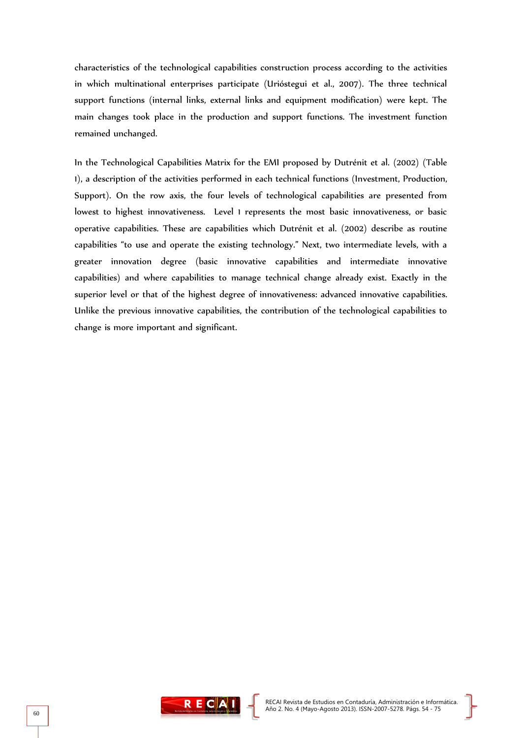characteristics of the technological capabilities construction process according to the activities in which multinational enterprises participate (Urióstegui et al., 2007). The three technical support functions (internal links, external links and equipment modification) were kept. The main changes took place in the production and support functions. The investment function remained unchanged.

In the Technological Capabilities Matrix for the EMI proposed by Dutrénit et al. (2002) (Table 1), a description of the activities performed in each technical functions (Investment, Production, Support). On the row axis, the four levels of technological capabilities are presented from lowest to highest innovativeness. Level 1 represents the most basic innovativeness, or basic operative capabilities. These are capabilities which Dutrénit et al. (2002) describe as routine capabilities "to use and operate the existing technology." Next, two intermediate levels, with a greater innovation degree (basic innovative capabilities and intermediate innovative capabilities) and where capabilities to manage technical change already exist. Exactly in the superior level or that of the highest degree of innovativeness: advanced innovative capabilities. Unlike the previous innovative capabilities, the contribution of the technological capabilities to change is more important and significant.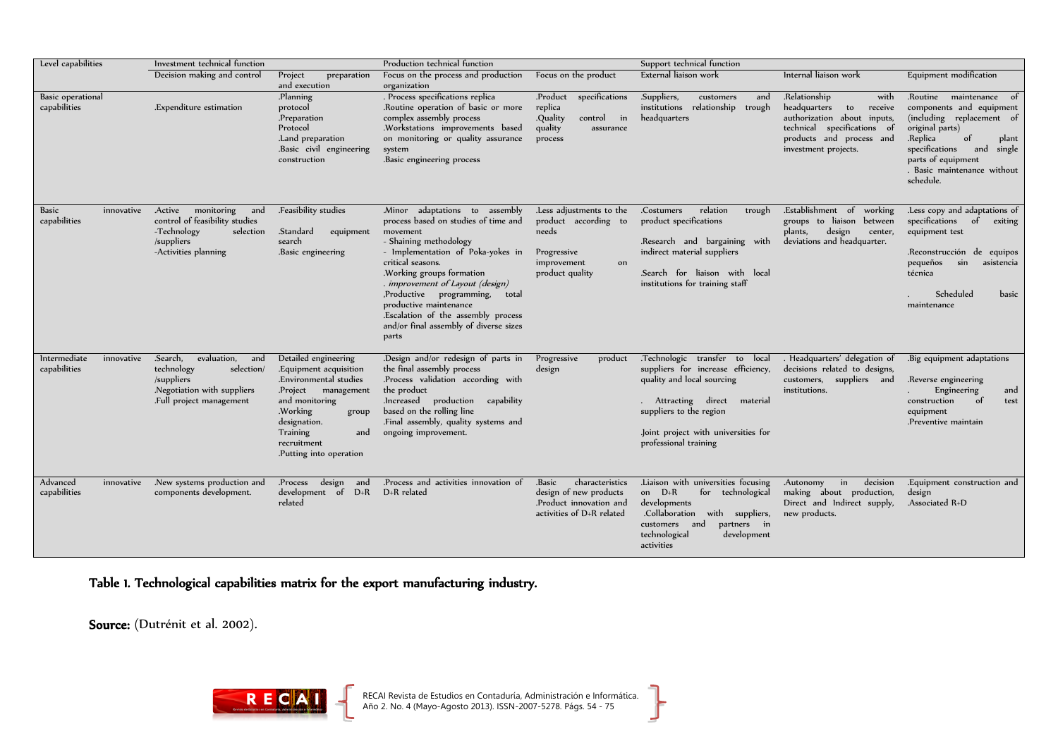| Level capabilities | Investment technical function | | Production technical function | | Support technical function | | |
|---|---|---|---|---|---|---|---|
| | Decision making and control | Project preparation and execution | Focus on the process and production organization | Focus on the product | External liaison work | Internal liaison work | Equipment modification |
| Basic operational capabilities | .Expenditure estimation | .Planning protocol .Preparation Protocol .Land preparation .Basic civil engineering construction | . Process specifications replica .Routine operation of basic or more complex assembly process .Workstations improvements based on monitoring or quality assurance system .Basic engineering process | .Product specifications replica .Quality control in quality assurance process | .Suppliers, customers and institutions relationship trough headquarters | .Relationship with headquarters to receive authorization about inputs, technical specifications of products and process and investment projects. | .Routine maintenance of components and equipment (including replacement of original parts) .Replica of plant specifications and single parts of equipment . Basic maintenance without schedule. |
| Basic innovative capabilities | .Active monitoring and control of feasibility studies -Technology selection /suppliers -Activities planning | .Feasibility studies .Standard equipment search .Basic engineering | .Minor adaptations to assembly process based on studies of time and movement - Shaining methodology - Implementation of Poka-yokes in critical seasons. .Working groups formation . *improvement of Layout (design)* ,Productive programming, total productive maintenance .Escalation of the assembly process and/or final assembly of diverse sizes parts | .Less adjustments to the product according to needs Progressive improvement on product quality | .Costumers relation trough product specifications .Research and bargaining with indirect material suppliers .Search for liaison with local institutions for training staff | .Establishment of working groups to liaison between plants, design center, deviations and headquarter. | .Less copy and adaptations of specifications of exiting equipment test .Reconstrucción de equipos pequeños sin asistencia técnica . Scheduled basic maintenance |
| Intermediate innovative capabilities | .Search, evaluation, and technology selection/ /suppliers .Negotiation with suppliers .Full project management | Detailed engineering .Equipment acquisition .Environmental studies .Project management and monitoring .Working group designation. Training and recruitment .Putting into operation | .Design and/or redesign of parts in the final assembly process .Process validation according with the product .Increased production capability based on the rolling line .Final assembly, quality systems and ongoing improvement. | Progressive product design | .Technologic transfer to local suppliers for increase efficiency, quality and local sourcing . Attracting direct material suppliers to the region .Joint project with universities for professional training | . Headquarters' delegation of decisions related to designs, customers, suppliers and institutions. | .Big equipment adaptations .Reverse engineering . Engineering and construction of test equipment .Preventive maintain |
| Advanced innovative capabilities | .New systems production and components development. | .Process design and development of D+R related | .Process and activities innovation of D+R related | .Basic characteristics design of new products .Product innovation and activities of D+R related | .Liaison with universities focusing on D+R for technological developments .Collaboration with suppliers, customers and partners in technological development activities | .Autonomy in decision making about production, Direct and Indirect supply, new products. | .Equipment construction and design .Associated R+D |

**Table 1. Technological capabilities matrix for the export manufacturing industry.**

**Source:** (Dutrénit et al. 2002).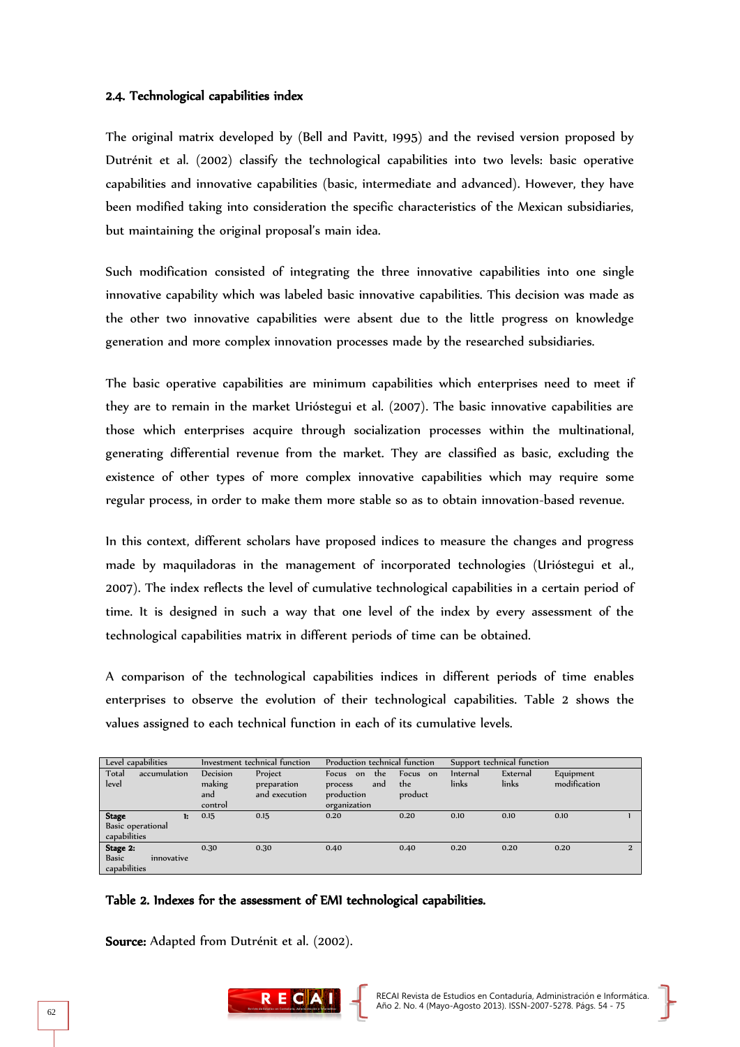### 2.4. Technological capabilities index

The original matrix developed by (Bell and Pavitt, 1995) and the revised version proposed by Dutrénit et al. (2002) classify the technological capabilities into two levels: basic operative capabilities and innovative capabilities (basic, intermediate and advanced). However, they have been modified taking into consideration the specific characteristics of the Mexican subsidiaries, but maintaining the original proposal's main idea.

Such modification consisted of integrating the three innovative capabilities into one single innovative capability which was labeled basic innovative capabilities. This decision was made as the other two innovative capabilities were absent due to the little progress on knowledge generation and more complex innovation processes made by the researched subsidiaries.

The basic operative capabilities are minimum capabilities which enterprises need to meet if they are to remain in the market Urióstegui et al. (2007). The basic innovative capabilities are those which enterprises acquire through socialization processes within the multinational, generating differential revenue from the market. They are classified as basic, excluding the existence of other types of more complex innovative capabilities which may require some regular process, in order to make them more stable so as to obtain innovation-based revenue.

In this context, different scholars have proposed indices to measure the changes and progress made by maquiladoras in the management of incorporated technologies (Urióstegui et al., 2007). The index reflects the level of cumulative technological capabilities in a certain period of time. It is designed in such a way that one level of the index by every assessment of the technological capabilities matrix in different periods of time can be obtained.

A comparison of the technological capabilities indices in different periods of time enables enterprises to observe the evolution of their technological capabilities. Table 2 shows the values assigned to each technical function in each of its cumulative levels.

| Level capabilities | Investment technical function | | Production technical function | | Support technical function | | | |
|---|---|---|---|---|---|---|---|---|
| Total accumulation level | Decision making and control | Project preparation and execution | Focus on the process and production organization | Focus on the product | Internal links | External links | Equipment modification | |
| **Stage 1:** Basic operational capabilities | 0.15 | 0.15 | 0.20 | 0.20 | 0.10 | 0.10 | 0.10 | 1 |
| **Stage 2:** Basic innovative capabilities | 0.30 | 0.30 | 0.40 | 0.40 | 0.20 | 0.20 | 0.20 | 2 |

**Table 2. Indexes for the assessment of EMI technological capabilities.**

**Source:** Adapted from Dutrénit et al. (2002).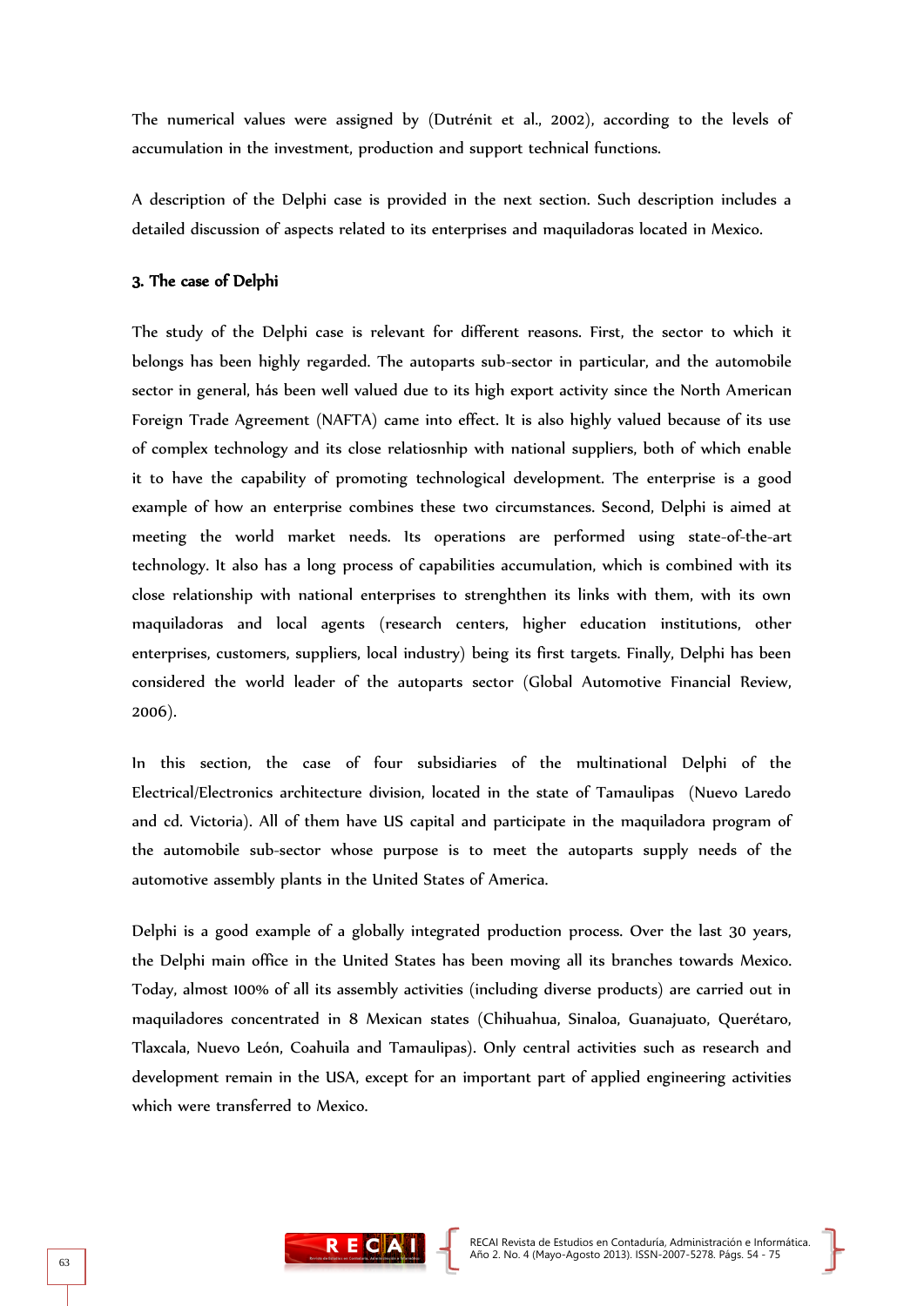The numerical values were assigned by (Dutrénit et al., 2002), according to the levels of accumulation in the investment, production and support technical functions.

A description of the Delphi case is provided in the next section. Such description includes a detailed discussion of aspects related to its enterprises and maquiladoras located in Mexico.

### 3. The case of Delphi

The study of the Delphi case is relevant for different reasons. First, the sector to which it belongs has been highly regarded. The autoparts sub-sector in particular, and the automobile sector in general, hás been well valued due to its high export activity since the North American Foreign Trade Agreement (NAFTA) came into effect. It is also highly valued because of its use of complex technology and its close relatiosnhip with national suppliers, both of which enable it to have the capability of promoting technological development. The enterprise is a good example of how an enterprise combines these two circumstances. Second, Delphi is aimed at meeting the world market needs. Its operations are performed using state-of-the-art technology. It also has a long process of capabilities accumulation, which is combined with its close relationship with national enterprises to strenghthen its links with them, with its own maquiladoras and local agents (research centers, higher education institutions, other enterprises, customers, suppliers, local industry) being its first targets. Finally, Delphi has been considered the world leader of the autoparts sector (Global Automotive Financial Review, 2006).

In this section, the case of four subsidiaries of the multinational Delphi of the Electrical/Electronics architecture division, located in the state of Tamaulipas (Nuevo Laredo and cd. Victoria). All of them have US capital and participate in the maquiladora program of the automobile sub-sector whose purpose is to meet the autoparts supply needs of the automotive assembly plants in the United States of America.

Delphi is a good example of a globally integrated production process. Over the last 30 years, the Delphi main office in the United States has been moving all its branches towards Mexico. Today, almost 100% of all its assembly activities (including diverse products) are carried out in maquiladores concentrated in 8 Mexican states (Chihuahua, Sinaloa, Guanajuato, Querétaro, Tlaxcala, Nuevo León, Coahuila and Tamaulipas). Only central activities such as research and development remain in the USA, except for an important part of applied engineering activities which were transferred to Mexico.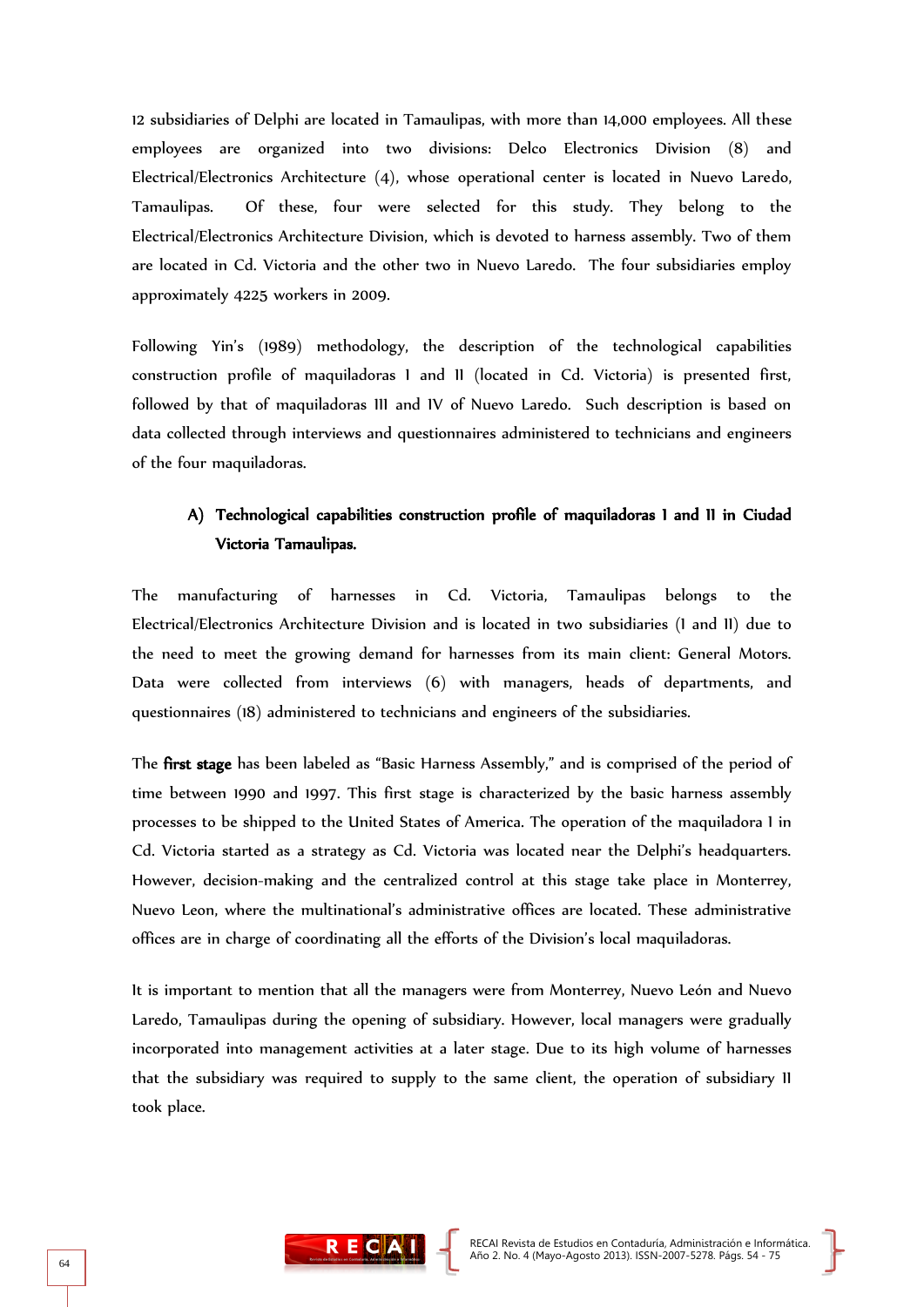12 subsidiaries of Delphi are located in Tamaulipas, with more than 14,000 employees. All these employees are organized into two divisions: Delco Electronics Division (8) and Electrical/Electronics Architecture (4), whose operational center is located in Nuevo Laredo, Tamaulipas. Of these, four were selected for this study. They belong to the Electrical/Electronics Architecture Division, which is devoted to harness assembly. Two of them are located in Cd. Victoria and the other two in Nuevo Laredo. The four subsidiaries employ approximately 4225 workers in 2009.

Following Yin's (1989) methodology, the description of the technological capabilities construction profile of maquiladoras I and II (located in Cd. Victoria) is presented first, followed by that of maquiladoras III and IV of Nuevo Laredo. Such description is based on data collected through interviews and questionnaires administered to technicians and engineers of the four maquiladoras.

### A) Technological capabilities construction profile of maquiladoras I and II in Ciudad Victoria Tamaulipas.

The manufacturing of harnesses in Cd. Victoria, Tamaulipas belongs to the Electrical/Electronics Architecture Division and is located in two subsidiaries (I and II) due to the need to meet the growing demand for harnesses from its main client: General Motors. Data were collected from interviews (6) with managers, heads of departments, and questionnaires (18) administered to technicians and engineers of the subsidiaries.

The **first stage** has been labeled as "Basic Harness Assembly," and is comprised of the period of time between 1990 and 1997. This first stage is characterized by the basic harness assembly processes to be shipped to the United States of America. The operation of the maquiladora I in Cd. Victoria started as a strategy as Cd. Victoria was located near the Delphi's headquarters. However, decision-making and the centralized control at this stage take place in Monterrey, Nuevo Leon, where the multinational's administrative offices are located. These administrative offices are in charge of coordinating all the efforts of the Division's local maquiladoras.

It is important to mention that all the managers were from Monterrey, Nuevo León and Nuevo Laredo, Tamaulipas during the opening of subsidiary. However, local managers were gradually incorporated into management activities at a later stage. Due to its high volume of harnesses that the subsidiary was required to supply to the same client, the operation of subsidiary II took place.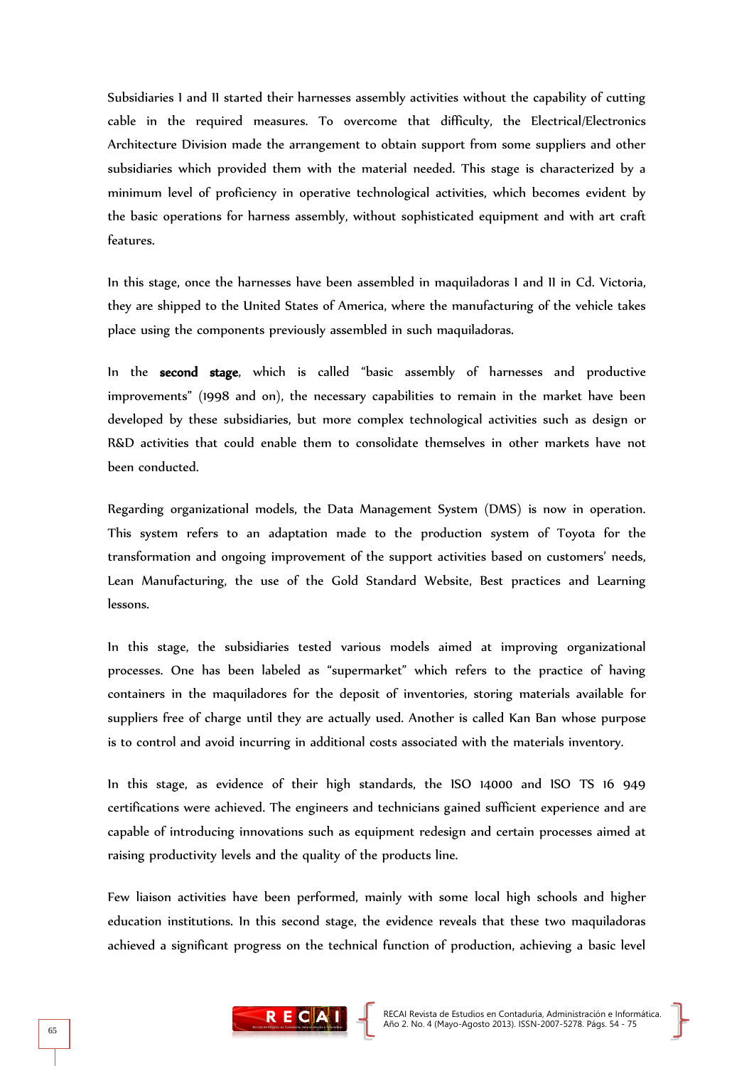Subsidiaries I and II started their harnesses assembly activities without the capability of cutting cable in the required measures. To overcome that difficulty, the Electrical/Electronics Architecture Division made the arrangement to obtain support from some suppliers and other subsidiaries which provided them with the material needed. This stage is characterized by a minimum level of proficiency in operative technological activities, which becomes evident by the basic operations for harness assembly, without sophisticated equipment and with art craft features.

In this stage, once the harnesses have been assembled in maquiladoras I and II in Cd. Victoria, they are shipped to the United States of America, where the manufacturing of the vehicle takes place using the components previously assembled in such maquiladoras.

In the **second stage**, which is called "basic assembly of harnesses and productive improvements" (1998 and on), the necessary capabilities to remain in the market have been developed by these subsidiaries, but more complex technological activities such as design or R&D activities that could enable them to consolidate themselves in other markets have not been conducted.

Regarding organizational models, the Data Management System (DMS) is now in operation. This system refers to an adaptation made to the production system of Toyota for the transformation and ongoing improvement of the support activities based on customers' needs, Lean Manufacturing, the use of the Gold Standard Website, Best practices and Learning lessons.

In this stage, the subsidiaries tested various models aimed at improving organizational processes. One has been labeled as "supermarket" which refers to the practice of having containers in the maquiladores for the deposit of inventories, storing materials available for suppliers free of charge until they are actually used. Another is called Kan Ban whose purpose is to control and avoid incurring in additional costs associated with the materials inventory.

In this stage, as evidence of their high standards, the ISO 14000 and ISO TS 16 949 certifications were achieved. The engineers and technicians gained sufficient experience and are capable of introducing innovations such as equipment redesign and certain processes aimed at raising productivity levels and the quality of the products line.

Few liaison activities have been performed, mainly with some local high schools and higher education institutions. In this second stage, the evidence reveals that these two maquiladoras achieved a significant progress on the technical function of production, achieving a basic level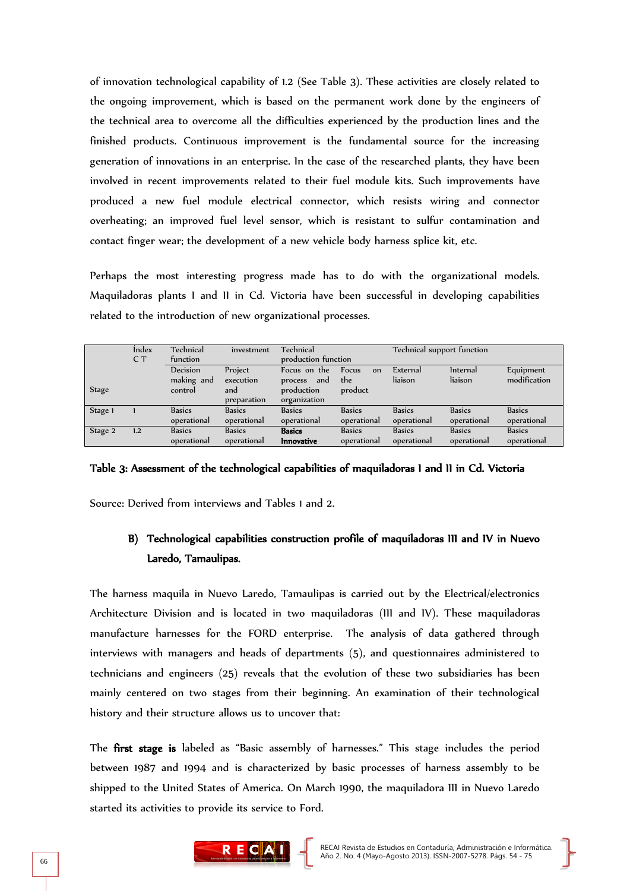of innovation technological capability of 1.2 (See Table 3). These activities are closely related to the ongoing improvement, which is based on the permanent work done by the engineers of the technical area to overcome all the difficulties experienced by the production lines and the finished products. Continuous improvement is the fundamental source for the increasing generation of innovations in an enterprise. In the case of the researched plants, they have been involved in recent improvements related to their fuel module kits. Such improvements have produced a new fuel module electrical connector, which resists wiring and connector overheating; an improved fuel level sensor, which is resistant to sulfur contamination and contact finger wear; the development of a new vehicle body harness splice kit, etc.

Perhaps the most interesting progress made has to do with the organizational models. Maquiladoras plants I and II in Cd. Victoria have been successful in developing capabilities related to the introduction of new organizational processes.

| Stage | Índex C T | Technical investment function | | Technical production function | | Technical support function | | |
|---|---|---|---|---|---|---|---|---|
| | | Decision making and control | Project execution and preparation | Focus on the process and production organization | Focus on the product | External liaison | Internal liaison | Equipment modification |
| Stage 1 | 1 | Basics operational | Basics operational | Basics operational | Basics operational | Basics operational | Basics operational | Basics operational |
| Stage 2 | 1.2 | Basics operational | Basics operational | **Basics Innovative** | Basics operational | Basics operational | Basics operational | Basics operational |

**Table 3: Assessment of the technological capabilities of maquiladoras I and II in Cd. Victoria**

Source: Derived from interviews and Tables 1 and 2.

### B) Technological capabilities construction profile of maquiladoras III and IV in Nuevo Laredo, Tamaulipas.

The harness maquila in Nuevo Laredo, Tamaulipas is carried out by the Electrical/electronics Architecture Division and is located in two maquiladoras (III and IV). These maquiladoras manufacture harnesses for the FORD enterprise. The analysis of data gathered through interviews with managers and heads of departments (5), and questionnaires administered to technicians and engineers (25) reveals that the evolution of these two subsidiaries has been mainly centered on two stages from their beginning. An examination of their technological history and their structure allows us to uncover that:

The **first stage is** labeled as "Basic assembly of harnesses." This stage includes the period between 1987 and 1994 and is characterized by basic processes of harness assembly to be shipped to the United States of America. On March 1990, the maquiladora III in Nuevo Laredo started its activities to provide its service to Ford.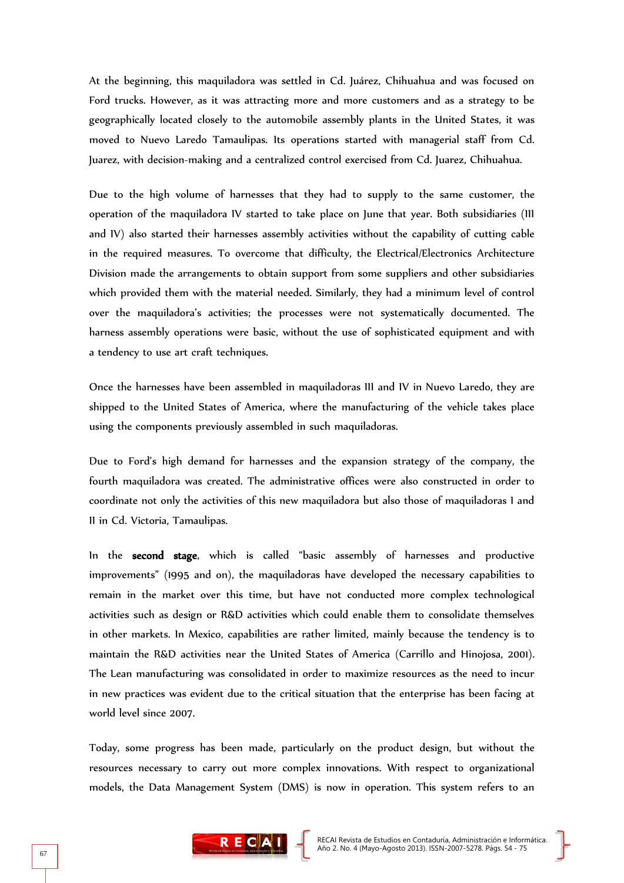At the beginning, this maquiladora was settled in Cd. Juárez, Chihuahua and was focused on Ford trucks. However, as it was attracting more and more customers and as a strategy to be geographically located closely to the automobile assembly plants in the United States, it was moved to Nuevo Laredo Tamaulipas. Its operations started with managerial staff from Cd. Juarez, with decision-making and a centralized control exercised from Cd. Juarez, Chihuahua.

Due to the high volume of harnesses that they had to supply to the same customer, the operation of the maquiladora IV started to take place on June that year. Both subsidiaries (III and IV) also started their harnesses assembly activities without the capability of cutting cable in the required measures. To overcome that difficulty, the Electrical/Electronics Architecture Division made the arrangements to obtain support from some suppliers and other subsidiaries which provided them with the material needed. Similarly, they had a minimum level of control over the maquiladora's activities; the processes were not systematically documented. The harness assembly operations were basic, without the use of sophisticated equipment and with a tendency to use art craft techniques.

Once the harnesses have been assembled in maquiladoras III and IV in Nuevo Laredo, they are shipped to the United States of America, where the manufacturing of the vehicle takes place using the components previously assembled in such maquiladoras.

Due to Ford's high demand for harnesses and the expansion strategy of the company, the fourth maquiladora was created. The administrative offices were also constructed in order to coordinate not only the activities of this new maquiladora but also those of maquiladoras I and II in Cd. Victoria, Tamaulipas.

In the **second stage**, which is called "basic assembly of harnesses and productive improvements" (1995 and on), the maquiladoras have developed the necessary capabilities to remain in the market over this time, but have not conducted more complex technological activities such as design or R&D activities which could enable them to consolidate themselves in other markets. In Mexico, capabilities are rather limited, mainly because the tendency is to maintain the R&D activities near the United States of America (Carrillo and Hinojosa, 2001). The Lean manufacturing was consolidated in order to maximize resources as the need to incur in new practices was evident due to the critical situation that the enterprise has been facing at world level since 2007.

Today, some progress has been made, particularly on the product design, but without the resources necessary to carry out more complex innovations. With respect to organizational models, the Data Management System (DMS) is now in operation. This system refers to an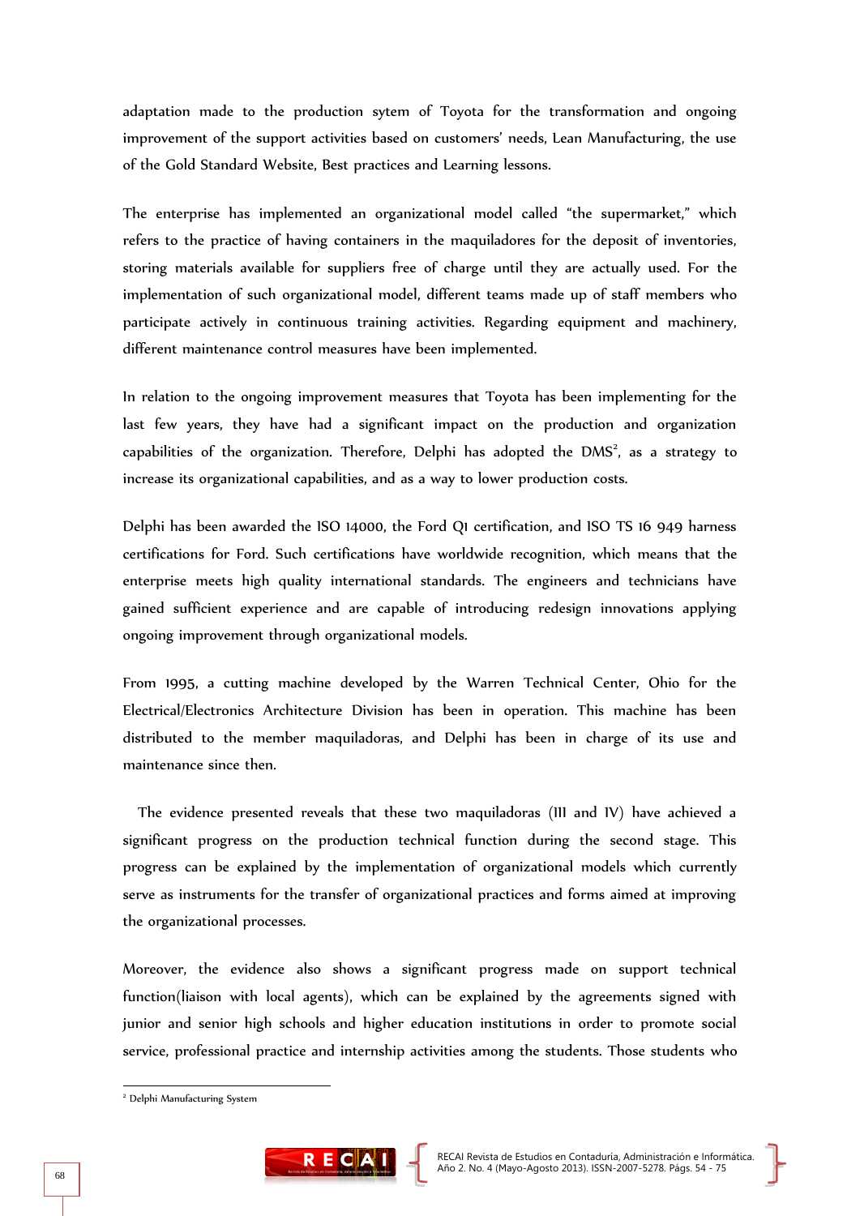adaptation made to the production sytem of Toyota for the transformation and ongoing improvement of the support activities based on customers' needs, Lean Manufacturing, the use of the Gold Standard Website, Best practices and Learning lessons.

The enterprise has implemented an organizational model called "the supermarket," which refers to the practice of having containers in the maquiladores for the deposit of inventories, storing materials available for suppliers free of charge until they are actually used. For the implementation of such organizational model, different teams made up of staff members who participate actively in continuous training activities. Regarding equipment and machinery, different maintenance control measures have been implemented.

In relation to the ongoing improvement measures that Toyota has been implementing for the last few years, they have had a significant impact on the production and organization capabilities of the organization. Therefore, Delphi has adopted the DMS[2], as a strategy to increase its organizational capabilities, and as a way to lower production costs.

Delphi has been awarded the ISO 14000, the Ford Q1 certification, and ISO TS 16 949 harness certifications for Ford. Such certifications have worldwide recognition, which means that the enterprise meets high quality international standards. The engineers and technicians have gained sufficient experience and are capable of introducing redesign innovations applying ongoing improvement through organizational models.

From 1995, a cutting machine developed by the Warren Technical Center, Ohio for the Electrical/Electronics Architecture Division has been in operation. This machine has been distributed to the member maquiladoras, and Delphi has been in charge of its use and maintenance since then.

The evidence presented reveals that these two maquiladoras (III and IV) have achieved a significant progress on the production technical function during the second stage. This progress can be explained by the implementation of organizational models which currently serve as instruments for the transfer of organizational practices and forms aimed at improving the organizational processes.

Moreover, the evidence also shows a significant progress made on support technical function(liaison with local agents), which can be explained by the agreements signed with junior and senior high schools and higher education institutions in order to promote social service, professional practice and internship activities among the students. Those students who

---

[2] Delphi Manufacturing System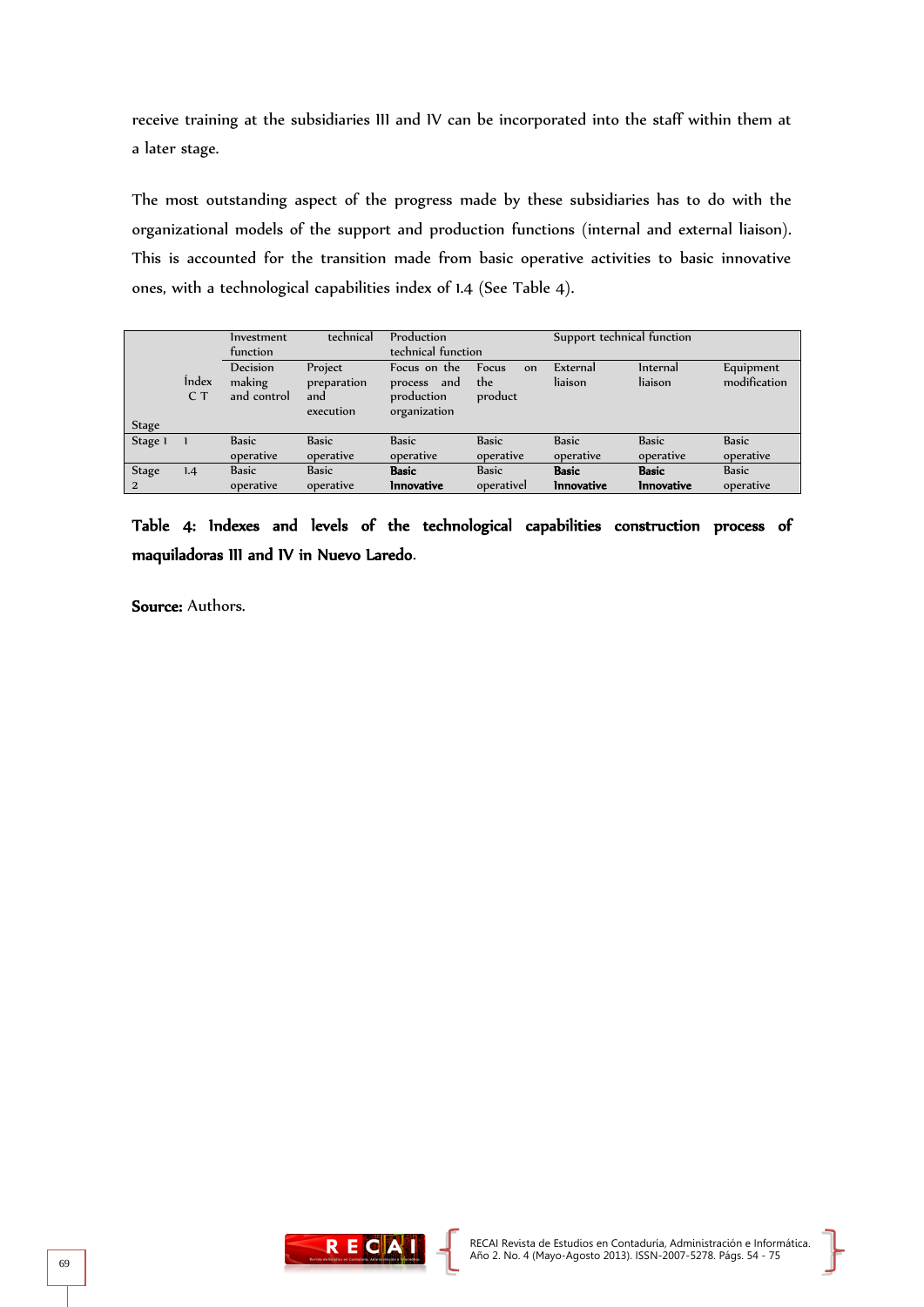receive training at the subsidiaries III and IV can be incorporated into the staff within them at a later stage.

The most outstanding aspect of the progress made by these subsidiaries has to do with the organizational models of the support and production functions (internal and external liaison). This is accounted for the transition made from basic operative activities to basic innovative ones, with a technological capabilities index of 1.4 (See Table 4).

| | | Investment technical function | | Production technical function | | Support technical function | | |
|---|---|---|---|---|---|---|---|---|
| Stage | Index C T | Decision making and control | Project preparation and execution | Focus on the process and production organization | Focus on the product | External liaison | Internal liaison | Equipment modification |
| Stage 1 | 1 | Basic operative | Basic operative | Basic operative | Basic operative | Basic operative | Basic operative | Basic operative |
| Stage 2 | 1.4 | Basic operative | Basic operative | **Basic Innovative** | Basic operativel | **Basic Innovative** | **Basic Innovative** | Basic operative |

**Table 4: Indexes and levels of the technological capabilities construction process of maquiladoras III and IV in Nuevo Laredo.**

**Source:** Authors.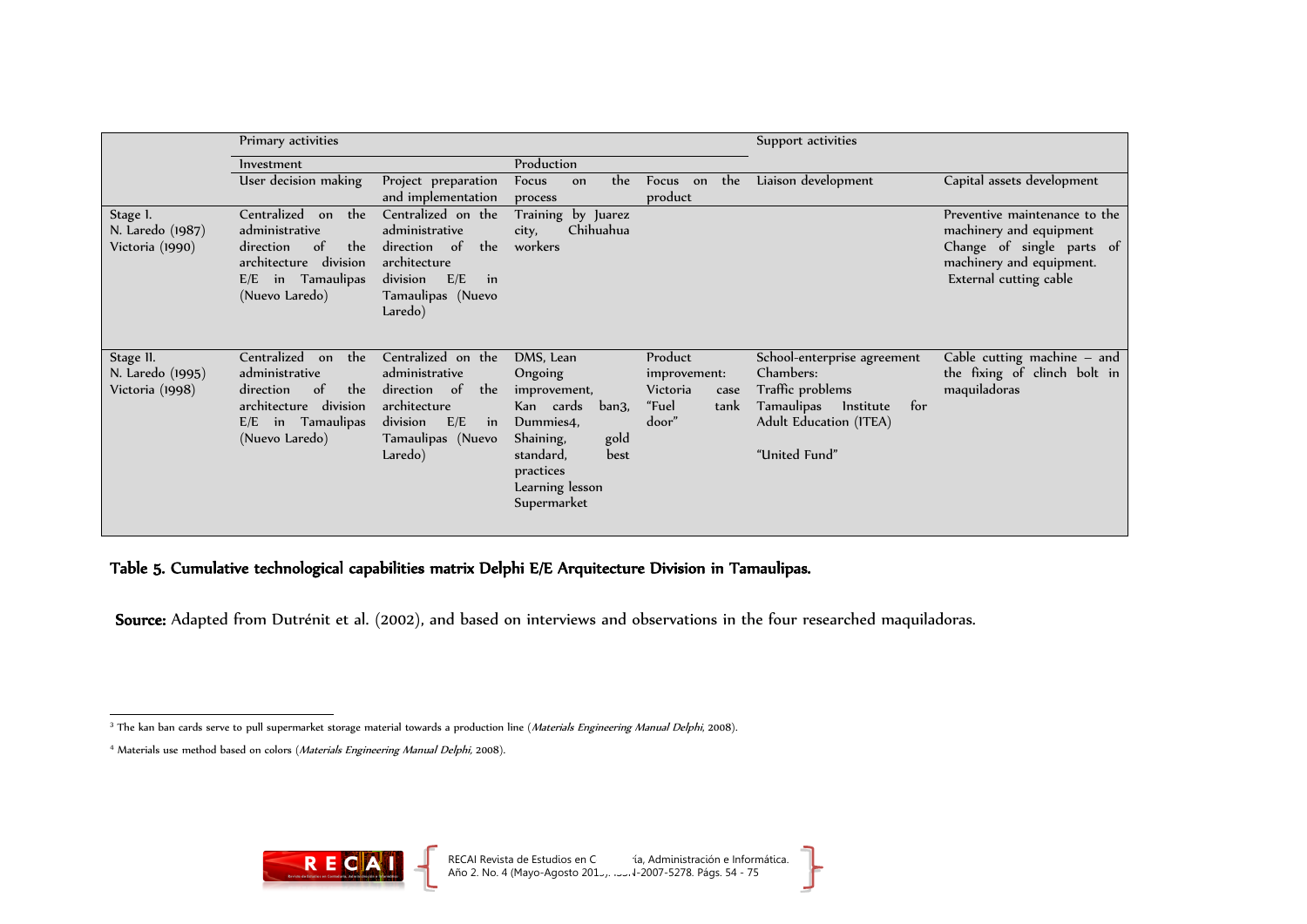| | Primary activities | | | | Support activities | |
|---|---|---|---|---|---|---|
| | Investment | | Production | | | |
| | User decision making | Project preparation and implementation | Focus on the process | Focus on the product | Liaison development | Capital assets development |
| Stage I. N. Laredo (1987) Victoria (1990) | Centralized on the administrative direction of the architecture division E/E in Tamaulipas (Nuevo Laredo) | Centralized on the administrative direction of the architecture division E/E in Tamaulipas (Nuevo Laredo) | Training by Juarez city, Chihuahua workers | | | Preventive maintenance to the machinery and equipment Change of single parts of machinery and equipment. External cutting cable |
| Stage II. N. Laredo (1995) Victoria (1998) | Centralized on the administrative direction of the architecture division E/E in Tamaulipas (Nuevo Laredo) | Centralized on the administrative direction of the architecture division E/E in Tamaulipas (Nuevo Laredo) | DMS, Lean Ongoing improvement, Kan cards ban3, Dummies4, Shaining, gold standard, best practices Learning lesson Supermarket | Product improvement: Victoria case "Fuel tank door" | School-enterprise agreement Chambers: Traffic problems Tamaulipas Institute for Adult Education (ITEA) "United Fund" | Cable cutting machine – and the fixing of clinch bolt in maquiladoras |

**Table 5. Cumulative technological capabilities matrix Delphi E/E Arquitecture Division in Tamaulipas.**

**Source:** Adapted from Dutrénit et al. (2002), and based on interviews and observations in the four researched maquiladoras.

---

[3] The kan ban cards serve to pull supermarket storage material towards a production line (*Materials Engineering Manual Delphi*, 2008).

[4] Materials use method based on colors (*Materials Engineering Manual Delphi*, 2008).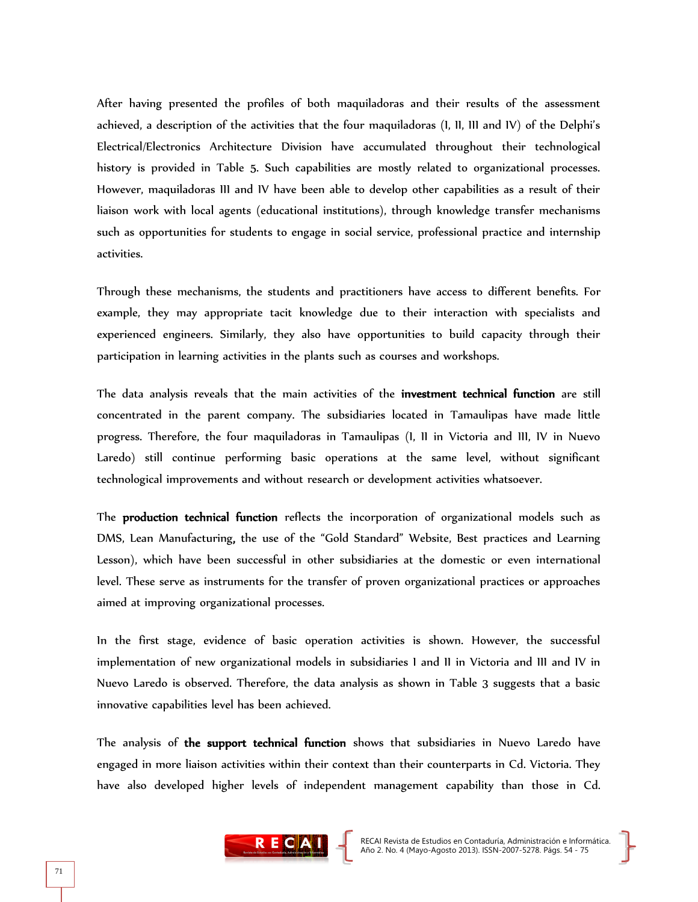After having presented the profiles of both maquiladoras and their results of the assessment achieved, a description of the activities that the four maquiladoras (I, II, III and IV) of the Delphi's Electrical/Electronics Architecture Division have accumulated throughout their technological history is provided in Table 5. Such capabilities are mostly related to organizational processes. However, maquiladoras III and IV have been able to develop other capabilities as a result of their liaison work with local agents (educational institutions), through knowledge transfer mechanisms such as opportunities for students to engage in social service, professional practice and internship activities.

Through these mechanisms, the students and practitioners have access to different benefits. For example, they may appropriate tacit knowledge due to their interaction with specialists and experienced engineers. Similarly, they also have opportunities to build capacity through their participation in learning activities in the plants such as courses and workshops.

The data analysis reveals that the main activities of the **investment technical function** are still concentrated in the parent company. The subsidiaries located in Tamaulipas have made little progress. Therefore, the four maquiladoras in Tamaulipas (I, II in Victoria and III, IV in Nuevo Laredo) still continue performing basic operations at the same level, without significant technological improvements and without research or development activities whatsoever.

The **production technical function** reflects the incorporation of organizational models such as DMS, Lean Manufacturing**,** the use of the "Gold Standard" Website, Best practices and Learning Lesson), which have been successful in other subsidiaries at the domestic or even international level. These serve as instruments for the transfer of proven organizational practices or approaches aimed at improving organizational processes.

In the first stage, evidence of basic operation activities is shown. However, the successful implementation of new organizational models in subsidiaries I and II in Victoria and III and IV in Nuevo Laredo is observed. Therefore, the data analysis as shown in Table 3 suggests that a basic innovative capabilities level has been achieved.

The analysis of **the support technical function** shows that subsidiaries in Nuevo Laredo have engaged in more liaison activities within their context than their counterparts in Cd. Victoria. They have also developed higher levels of independent management capability than those in Cd.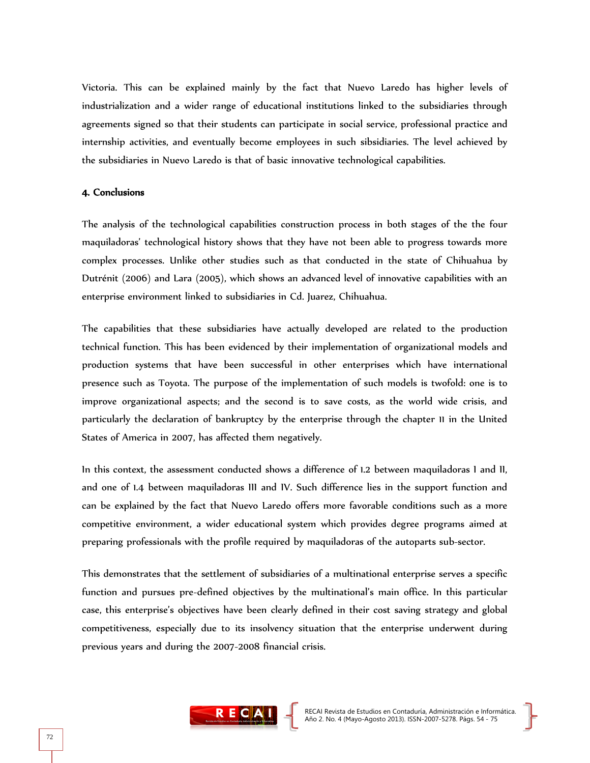Victoria. This can be explained mainly by the fact that Nuevo Laredo has higher levels of industrialization and a wider range of educational institutions linked to the subsidiaries through agreements signed so that their students can participate in social service, professional practice and internship activities, and eventually become employees in such sibsidiaries. The level achieved by the subsidiaries in Nuevo Laredo is that of basic innovative technological capabilities.

## 4. Conclusions

The analysis of the technological capabilities construction process in both stages of the the four maquiladoras' technological history shows that they have not been able to progress towards more complex processes. Unlike other studies such as that conducted in the state of Chihuahua by Dutrénit (2006) and Lara (2005), which shows an advanced level of innovative capabilities with an enterprise environment linked to subsidiaries in Cd. Juarez, Chihuahua.

The capabilities that these subsidiaries have actually developed are related to the production technical function. This has been evidenced by their implementation of organizational models and production systems that have been successful in other enterprises which have international presence such as Toyota. The purpose of the implementation of such models is twofold: one is to improve organizational aspects; and the second is to save costs, as the world wide crisis, and particularly the declaration of bankruptcy by the enterprise through the chapter 11 in the United States of America in 2007, has affected them negatively.

In this context, the assessment conducted shows a difference of 1.2 between maquiladoras I and II, and one of 1.4 between maquiladoras III and IV. Such difference lies in the support function and can be explained by the fact that Nuevo Laredo offers more favorable conditions such as a more competitive environment, a wider educational system which provides degree programs aimed at preparing professionals with the profile required by maquiladoras of the autoparts sub-sector.

This demonstrates that the settlement of subsidiaries of a multinational enterprise serves a specific function and pursues pre-defined objectives by the multinational's main office. In this particular case, this enterprise's objectives have been clearly defined in their cost saving strategy and global competitiveness, especially due to its insolvency situation that the enterprise underwent during previous years and during the 2007-2008 financial crisis.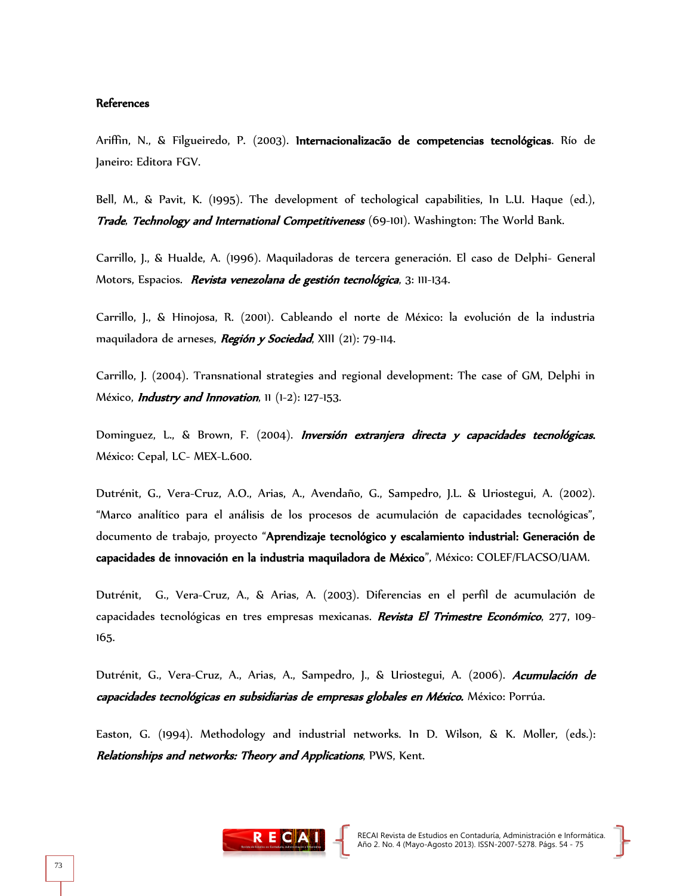**References**

Ariffin, N., & Filgueiredo, P. (2003). **Internacionalizacão de competencias tecnológicas**. Río de Janeiro: Editora FGV.

Bell, M., & Pavit, K. (1995). The development of techological capabilities, In L.U. Haque (ed.), ***Trade, Technology and International Competitiveness*** (69-101). Washington: The World Bank.

Carrillo, J., & Hualde, A. (1996). Maquiladoras de tercera generación. El caso de Delphi- General Motors, Espacios. ***Revista venezolana de gestión tecnológica***, 3: 111-134.

Carrillo, J., & Hinojosa, R. (2001). Cableando el norte de México: la evolución de la industria maquiladora de arneses, ***Región y Sociedad***, XIII (21): 79-114.

Carrillo, J. (2004). Transnational strategies and regional development: The case of GM, Delphi in México, ***Industry and Innovation***, 11 (1-2): 127-153.

Dominguez, L., & Brown, F. (2004). ***Inversión extranjera directa y capacidades tecnológicas.*** México: Cepal, LC- MEX-L.600.

Dutrénit, G., Vera-Cruz, A.O., Arias, A., Avendaño, G., Sampedro, J.L. & Uriostegui, A. (2002). "Marco analítico para el análisis de los procesos de acumulación de capacidades tecnológicas", documento de trabajo, proyecto "**Aprendizaje tecnológico y escalamiento industrial: Generación de capacidades de innovación en la industria maquiladora de México**", México: COLEF/FLACSO/UAM.

Dutrénit, G., Vera-Cruz, A., & Arias, A. (2003). Diferencias en el perfil de acumulación de capacidades tecnológicas en tres empresas mexicanas. ***Revista El Trimestre Económico***, 277, 109-165.

Dutrénit, G., Vera-Cruz, A., Arias, A., Sampedro, J., & Uriostegui, A. (2006). ***Acumulación de capacidades tecnológicas en subsidiarias de empresas globales en México.*** México: Porrúa.

Easton, G. (1994). Methodology and industrial networks. In D. Wilson, & K. Moller, (eds.): ***Relationships and networks: Theory and Applications***, PWS, Kent.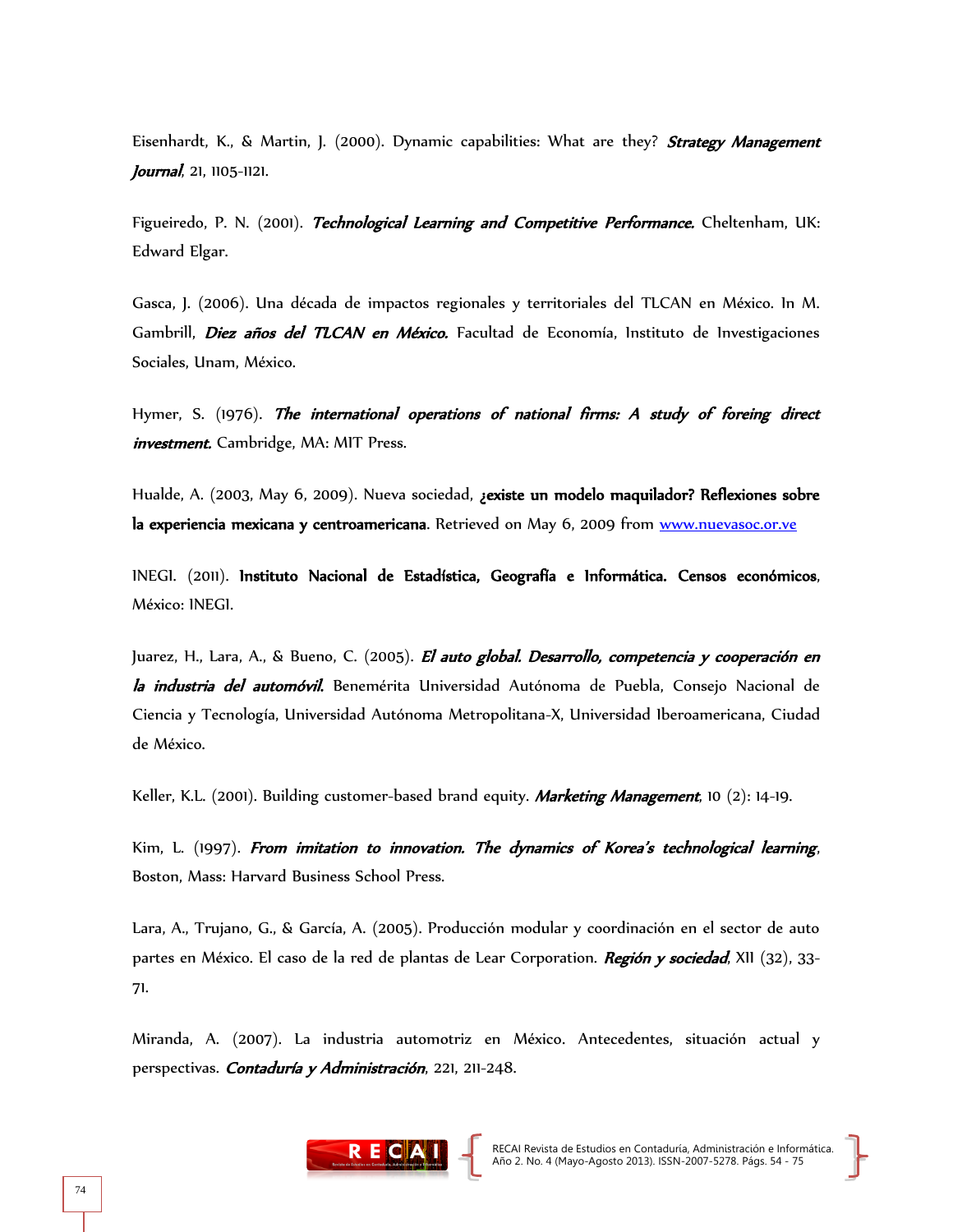Eisenhardt, K., & Martin, J. (2000). Dynamic capabilities: What are they? ***Strategy Management Journal***, 21, 1105-1121.

Figueiredo, P. N. (2001). ***Technological Learning and Competitive Performance.*** Cheltenham, UK: Edward Elgar.

Gasca, J. (2006). Una década de impactos regionales y territoriales del TLCAN en México. In M. Gambrill, ***Diez años del TLCAN en México.*** Facultad de Economía, Instituto de Investigaciones Sociales, Unam, México.

Hymer, S. (1976). ***The international operations of national firms: A study of foreing direct investment.*** Cambridge, MA: MIT Press.

Hualde, A. (2003, May 6, 2009). Nueva sociedad, **¿existe un modelo maquilador? Reflexiones sobre la experiencia mexicana y centroamericana**. Retrieved on May 6, 2009 from www.nuevasoc.or.ve

INEGI. (2011). **Instituto Nacional de Estadística, Geografía e Informática. Censos económicos**, México: INEGI.

Juarez, H., Lara, A., & Bueno, C. (2005). ***El auto global. Desarrollo, competencia y cooperación en la industria del automóvil.*** Benemérita Universidad Autónoma de Puebla, Consejo Nacional de Ciencia y Tecnología, Universidad Autónoma Metropolitana-X, Universidad Iberoamericana, Ciudad de México.

Keller, K.L. (2001). Building customer-based brand equity. ***Marketing Management***, 10 (2): 14-19.

Kim, L. (1997). ***From imitation to innovation. The dynamics of Korea's technological learning***, Boston, Mass: Harvard Business School Press.

Lara, A., Trujano, G., & García, A. (2005). Producción modular y coordinación en el sector de auto partes en México. El caso de la red de plantas de Lear Corporation. ***Región y sociedad***, XII (32), 33-71.

Miranda, A. (2007). La industria automotriz en México. Antecedentes, situación actual y perspectivas. ***Contaduría y Administración***, 221, 211-248.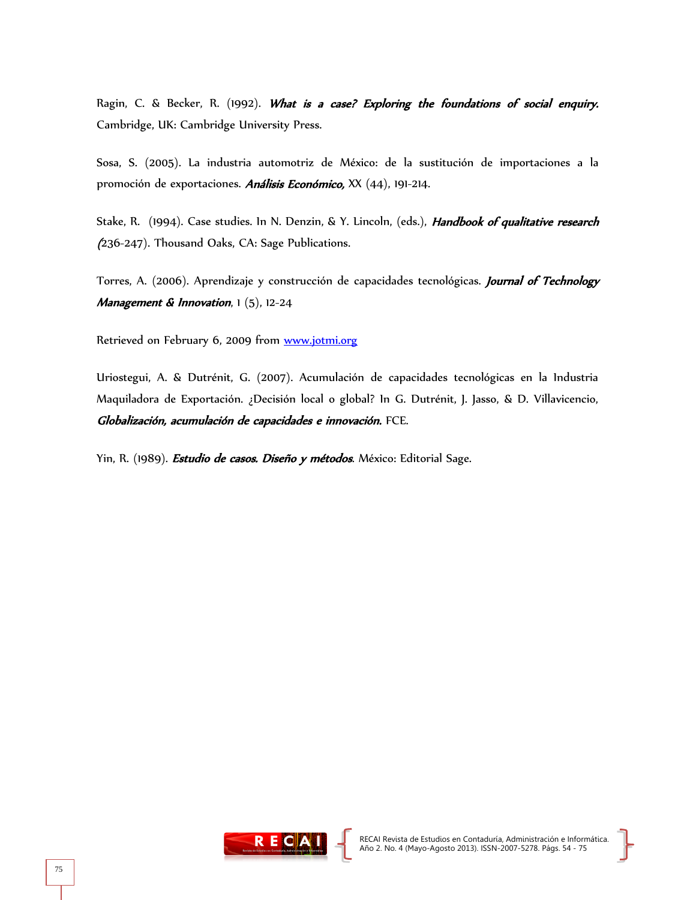Ragin, C. & Becker, R. (1992). ***What is a case? Exploring the foundations of social enquiry.*** Cambridge, UK: Cambridge University Press.

Sosa, S. (2005). La industria automotriz de México: de la sustitución de importaciones a la promoción de exportaciones. ***Análisis Económico,*** XX (44), 191-214.

Stake, R. (1994). Case studies. In N. Denzin, & Y. Lincoln, (eds.), ***Handbook of qualitative research*** (236-247). Thousand Oaks, CA: Sage Publications.

Torres, A. (2006). Aprendizaje y construcción de capacidades tecnológicas. ***Journal of Technology Management & Innovation***, 1 (5), 12-24

Retrieved on February 6, 2009 from www.jotmi.org

Uriostegui, A. & Dutrénit, G. (2007). Acumulación de capacidades tecnológicas en la Industria Maquiladora de Exportación. ¿Decisión local o global? In G. Dutrénit, J. Jasso, & D. Villavicencio, ***Globalización, acumulación de capacidades e innovación.*** FCE.

Yin, R. (1989). ***Estudio de casos. Diseño y métodos***. México: Editorial Sage.